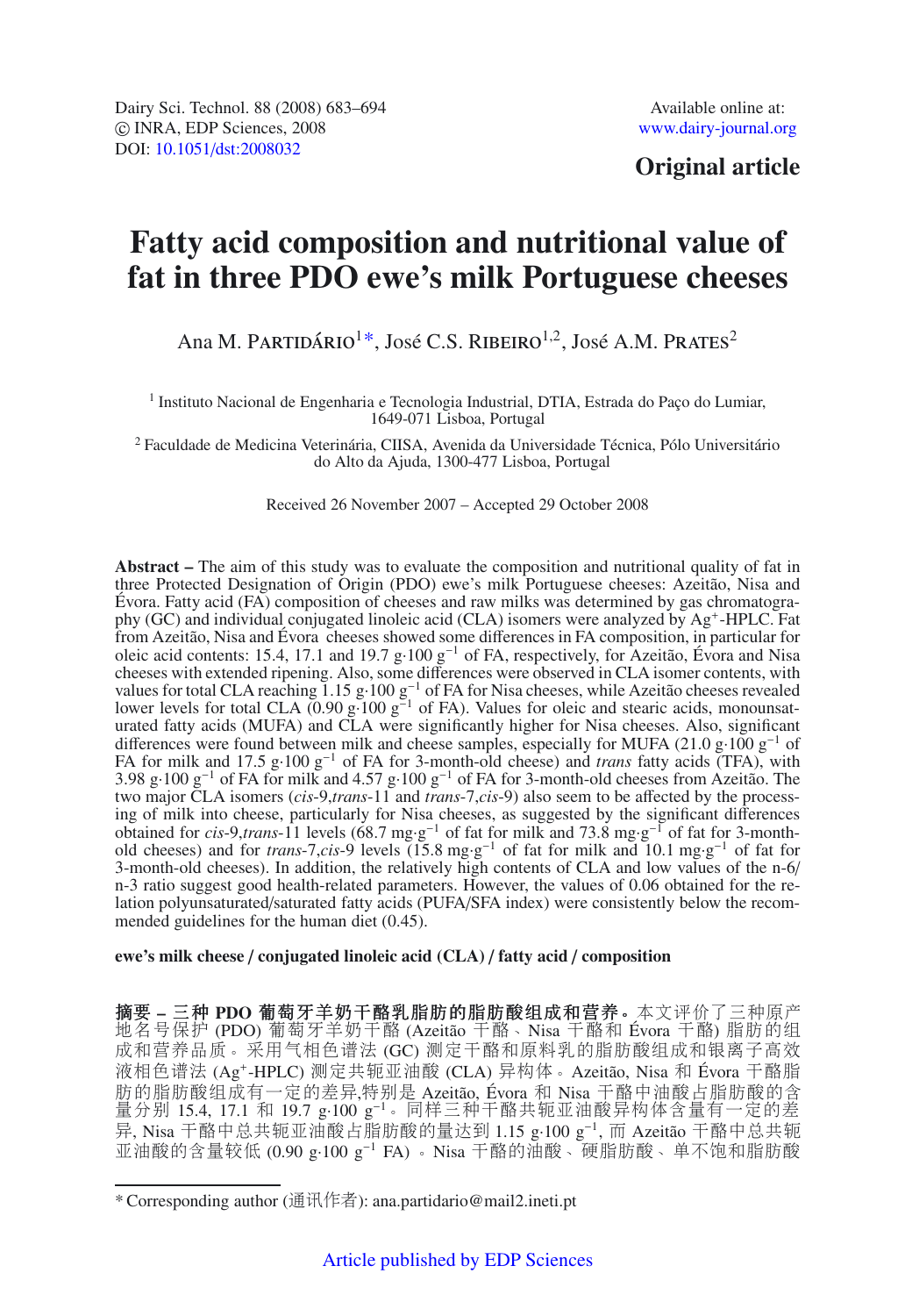Dairy Sci. Technol. 88 (2008) 683–694
© INRA, EDP Sciences, 2008
DOI: 10.1051/dst:2008032

Available online at:
www.dairy-journal.org

**Original article**

# Fatty acid composition and nutritional value of fat in three PDO ewe's milk Portuguese cheeses

Ana M. Partidário[1*], José C.S. Ribeiro[1,2], José A.M. Prates[2]

[1] Instituto Nacional de Engenharia e Tecnologia Industrial, DTIA, Estrada do Paço do Lumiar, 1649-071 Lisboa, Portugal

[2] Faculdade de Medicina Veterinária, CIISA, Avenida da Universidade Técnica, Pólo Universitário do Alto da Ajuda, 1300-477 Lisboa, Portugal

Received 26 November 2007 – Accepted 29 October 2008

**Abstract –** The aim of this study was to evaluate the composition and nutritional quality of fat in three Protected Designation of Origin (PDO) ewe's milk Portuguese cheeses: Azeitão, Nisa and Évora. Fatty acid (FA) composition of cheeses and raw milks was determined by gas chromatography (GC) and individual conjugated linoleic acid (CLA) isomers were analyzed by $Ag^+$-HPLC. Fat from Azeitão, Nisa and Évora cheeses showed some differences in FA composition, in particular for oleic acid contents: 15.4, 17.1 and 19.7 $g\cdot 100\ g^{-1}$ of FA, respectively, for Azeitão, Évora and Nisa cheeses with extended ripening. Also, some differences were observed in CLA isomer contents, with values for total CLA reaching 1.15 $g\cdot 100\ g^{-1}$ of FA for Nisa cheeses, while Azeitão cheeses revealed lower levels for total CLA (0.90 $g\cdot 100\ g^{-1}$ of FA). Values for oleic and stearic acids, monounsaturated fatty acids (MUFA) and CLA were significantly higher for Nisa cheeses. Also, significant differences were found between milk and cheese samples, especially for MUFA (21.0 $g\cdot 100\ g^{-1}$ of FA for milk and 17.5 $g\cdot 100\ g^{-1}$ of FA for 3-month-old cheese) and *trans* fatty acids (TFA), with 3.98 $g\cdot 100\ g^{-1}$ of FA for milk and 4.57 $g\cdot 100\ g^{-1}$ of FA for 3-month-old cheeses from Azeitão. The two major CLA isomers (*cis*-9,*trans*-11 and *trans*-7,*cis*-9) also seem to be affected by the processing of milk into cheese, particularly for Nisa cheeses, as suggested by the significant differences obtained for *cis*-9,*trans*-11 levels (68.7 $mg\cdot g^{-1}$ of fat for milk and 73.8 $mg\cdot g^{-1}$ of fat for 3-month-old cheeses) and for *trans*-7,*cis*-9 levels (15.8 $mg\cdot g^{-1}$ of fat for milk and 10.1 $mg\cdot g^{-1}$ of fat for 3-month-old cheeses). In addition, the relatively high contents of CLA and low values of the n-6/n-3 ratio suggest good health-related parameters. However, the values of 0.06 obtained for the relation polyunsaturated/saturated fatty acids (PUFA/SFA index) were consistently below the recommended guidelines for the human diet (0.45).

**ewe's milk cheese / conjugated linoleic acid (CLA) / fatty acid / composition**

**摘要 – 三种 PDO 葡萄牙羊奶干酪乳脂肪的脂肪酸组成和营养。**本文评价了三种原产地名号保护 (PDO) 葡萄牙羊奶干酪 (Azeitão 干酪、Nisa 干酪和 Évora 干酪) 脂肪的组成和营养品质。采用气相色谱法 (GC) 测定干酪和原料乳的脂肪酸组成和银离子高效液相色谱法 ($Ag^+$-HPLC) 测定共轭亚油酸 (CLA) 异构体。Azeitão, Nisa 和 Évora 干酪脂肪的脂肪酸组成有一定的差异,特别是 Azeitão, Évora 和 Nisa 干酪中油酸占脂肪酸的含量分别 15.4, 17.1 和 19.7 $g\cdot 100\ g^{-1}$。同样三种干酪共轭亚油酸异构体含量有一定的差异, Nisa 干酪中总共轭亚油酸占脂肪酸的量达到 1.15 $g\cdot 100\ g^{-1}$, 而 Azeitão 干酪中总共轭亚油酸的含量较低 (0.90 $g\cdot 100\ g^{-1}$ FA) 。Nisa 干酪的油酸、硬脂肪酸、单不饱和脂肪酸

\* Corresponding author (通讯作者): ana.partidario@mail2.ineti.pt

Article published by EDP Sciences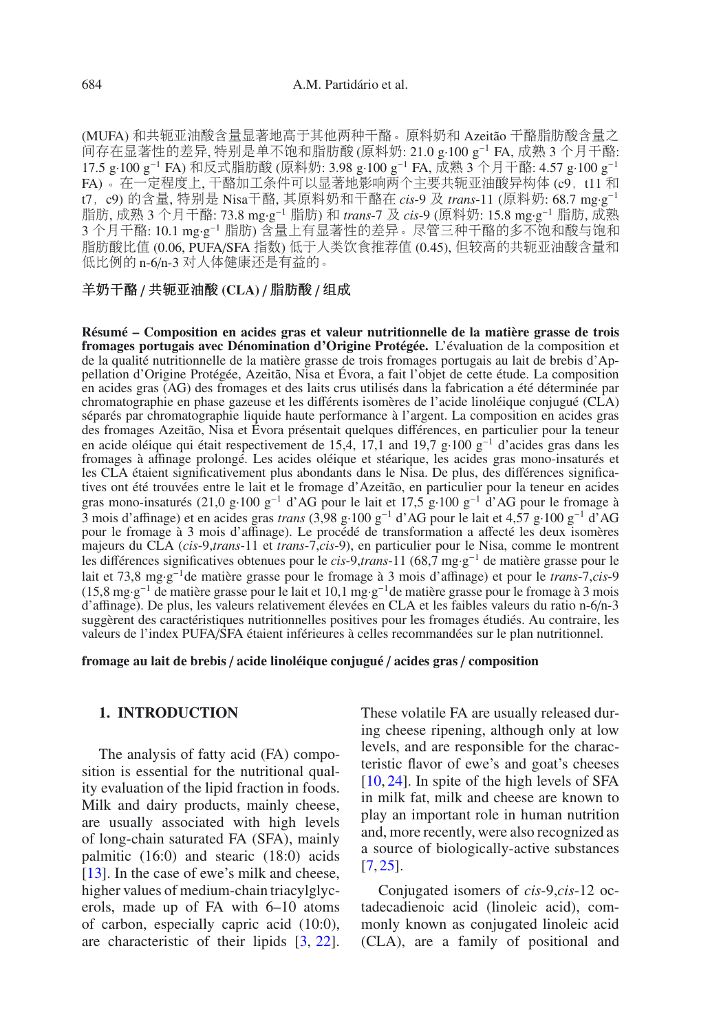(MUFA) 和共轭亚油酸含量显著地高于其他两种干酪。原料奶和 Azeitão 干酪脂肪酸含量之间存在显著性的差异, 特别是单不饱和脂肪酸 (原料奶: 21.0 g·100 g$^{-1}$ FA, 成熟 3 个月干酪: 17.5 g·100 g$^{-1}$ FA) 和反式脂肪酸 (原料奶: 3.98 g·100 g$^{-1}$ FA, 成熟 3 个月干酪: 4.57 g·100 g$^{-1}$ FA) 。在一定程度上, 干酪加工条件可以显著地影响两个主要共轭亚油酸异构体 (c9，t11 和 t7，c9) 的含量, 特别是 Nisa干酪, 其原料奶和干酪在 *cis*-9 及 *trans*-11 (原料奶: 68.7 mg·g$^{-1}$ 脂肪, 成熟 3 个月干酪: 73.8 mg·g$^{-1}$ 脂肪) 和 *trans*-7 及 *cis*-9 (原料奶: 15.8 mg·g$^{-1}$ 脂肪, 成熟 3 个月干酪: 10.1 mg·g$^{-1}$ 脂肪) 含量上有显著性的差异。尽管三种干酪的多不饱和酸与饱和脂肪酸比值 (0.06, PUFA/SFA 指数) 低于人类饮食推荐值 (0.45), 但较高的共轭亚油酸含量和低比例的 n-6/n-3 对人体健康还是有益的。

**羊奶干酪 / 共轭亚油酸 (CLA) / 脂肪酸 / 组成**

**Résumé – Composition en acides gras et valeur nutritionnelle de la matière grasse de trois fromages portugais avec Dénomination d'Origine Protégée.** L'évaluation de la composition et de la qualité nutritionnelle de la matière grasse de trois fromages portugais au lait de brebis d'Appellation d'Origine Protégée, Azeitão, Nisa et Évora, a fait l'objet de cette étude. La composition en acides gras (AG) des fromages et des laits crus utilisés dans la fabrication a été déterminée par chromatographie en phase gazeuse et les différents isomères de l'acide linoléique conjugué (CLA) séparés par chromatographie liquide haute performance à l'argent. La composition en acides gras des fromages Azeitão, Nisa et Évora présentait quelques différences, en particulier pour la teneur en acide oléique qui était respectivement de 15,4, 17,1 and 19,7 g·100 g$^{-1}$ d'acides gras dans les fromages à affinage prolongé. Les acides oléique et stéarique, les acides gras mono-insaturés et les CLA étaient significativement plus abondants dans le Nisa. De plus, des différences significatives ont été trouvées entre le lait et le fromage d'Azeitão, en particulier pour la teneur en acides gras mono-insaturés (21,0 g·100 g$^{-1}$ d'AG pour le lait et 17,5 g·100 g$^{-1}$ d'AG pour le fromage à 3 mois d'affinage) et en acides gras *trans* (3,98 g·100 g$^{-1}$ d'AG pour le lait et 4,57 g·100 g$^{-1}$ d'AG pour le fromage à 3 mois d'affinage). Le procédé de transformation a affecté les deux isomères majeurs du CLA (*cis*-9,*trans*-11 et *trans*-7,*cis*-9), en particulier pour le Nisa, comme le montrent les différences significatives obtenues pour le *cis*-9,*trans*-11 (68,7 mg·g$^{-1}$ de matière grasse pour le lait et 73,8 mg·g$^{-1}$de matière grasse pour le fromage à 3 mois d'affinage) et pour le *trans*-7,*cis*-9 (15,8 mg·g$^{-1}$ de matière grasse pour le lait et 10,1 mg·g$^{-1}$de matière grasse pour le fromage à 3 mois d'affinage). De plus, les valeurs relativement élevées en CLA et les faibles valeurs du ratio n-6/n-3 suggèrent des caractéristiques nutritionnelles positives pour les fromages étudiés. Au contraire, les valeurs de l'index PUFA/SFA étaient inférieures à celles recommandées sur le plan nutritionnel.

**fromage au lait de brebis / acide linoléique conjugué / acides gras / composition**

## 1. INTRODUCTION

The analysis of fatty acid (FA) composition is essential for the nutritional quality evaluation of the lipid fraction in foods. Milk and dairy products, mainly cheese, are usually associated with high levels of long-chain saturated FA (SFA), mainly palmitic (16:0) and stearic (18:0) acids [13]. In the case of ewe's milk and cheese, higher values of medium-chain triacylglycerols, made up of FA with 6–10 atoms of carbon, especially capric acid (10:0), are characteristic of their lipids [3, 22]. These volatile FA are usually released during cheese ripening, although only at low levels, and are responsible for the characteristic flavor of ewe's and goat's cheeses [10, 24]. In spite of the high levels of SFA in milk fat, milk and cheese are known to play an important role in human nutrition and, more recently, were also recognized as a source of biologically-active substances [7, 25].

Conjugated isomers of *cis*-9,*cis*-12 octadecadienoic acid (linoleic acid), commonly known as conjugated linoleic acid (CLA), are a family of positional and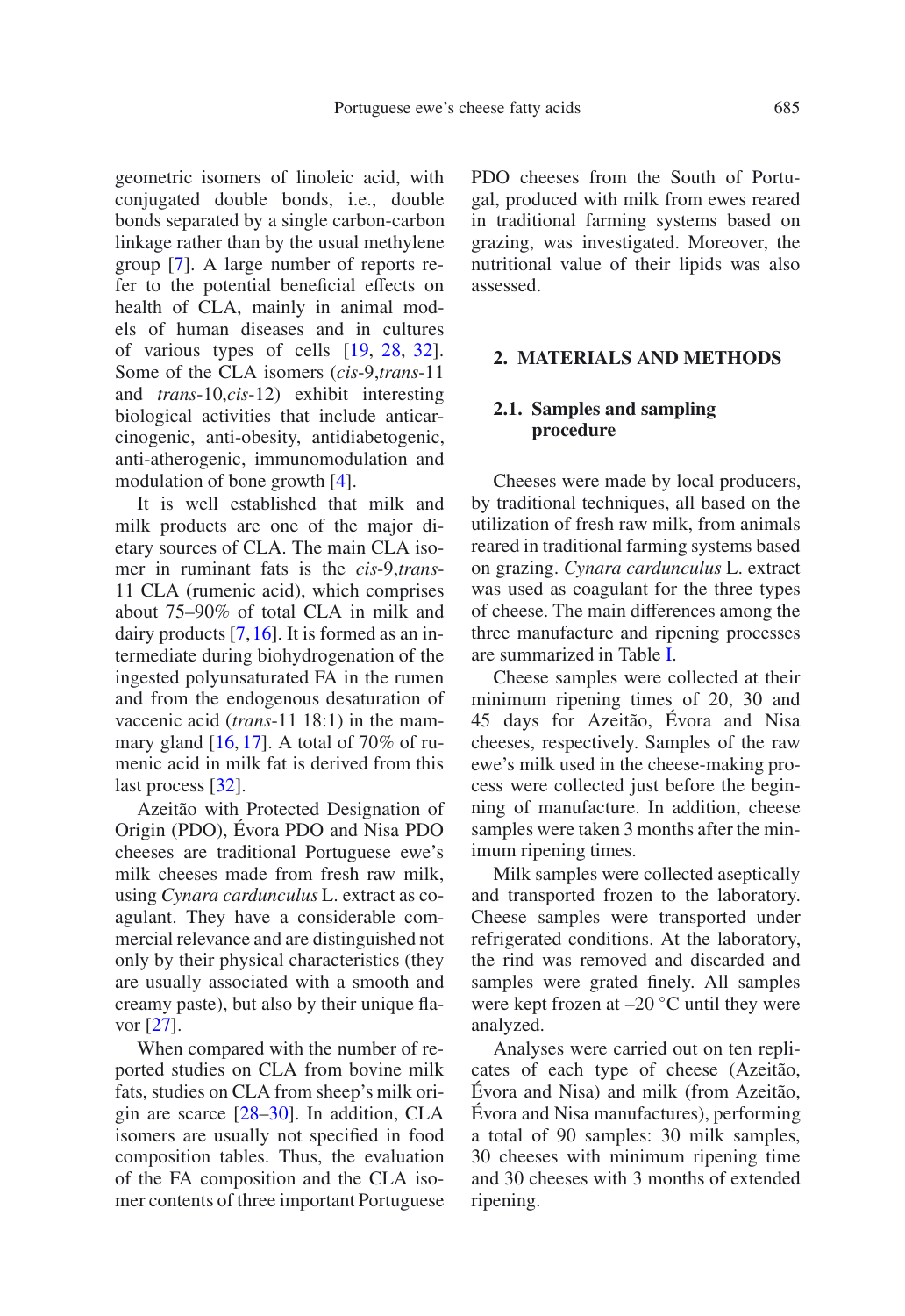geometric isomers of linoleic acid, with conjugated double bonds, i.e., double bonds separated by a single carbon-carbon linkage rather than by the usual methylene group [7]. A large number of reports refer to the potential beneficial effects on health of CLA, mainly in animal models of human diseases and in cultures of various types of cells [19, 28, 32]. Some of the CLA isomers (*cis*-9,*trans*-11 and *trans*-10,*cis*-12) exhibit interesting biological activities that include anticarcinogenic, anti-obesity, antidiabetogenic, anti-atherogenic, immunomodulation and modulation of bone growth [4].

It is well established that milk and milk products are one of the major dietary sources of CLA. The main CLA isomer in ruminant fats is the *cis*-9,*trans*-11 CLA (rumenic acid), which comprises about 75–90% of total CLA in milk and dairy products [7, 16]. It is formed as an intermediate during biohydrogenation of the ingested polyunsaturated FA in the rumen and from the endogenous desaturation of vaccenic acid (*trans*-11 18:1) in the mammary gland [16, 17]. A total of 70% of rumenic acid in milk fat is derived from this last process [32].

Azeitão with Protected Designation of Origin (PDO), Évora PDO and Nisa PDO cheeses are traditional Portuguese ewe's milk cheeses made from fresh raw milk, using *Cynara cardunculus* L. extract as coagulant. They have a considerable commercial relevance and are distinguished not only by their physical characteristics (they are usually associated with a smooth and creamy paste), but also by their unique flavor [27].

When compared with the number of reported studies on CLA from bovine milk fats, studies on CLA from sheep's milk origin are scarce [28–30]. In addition, CLA isomers are usually not specified in food composition tables. Thus, the evaluation of the FA composition and the CLA isomer contents of three important Portuguese PDO cheeses from the South of Portugal, produced with milk from ewes reared in traditional farming systems based on grazing, was investigated. Moreover, the nutritional value of their lipids was also assessed.

## 2. MATERIALS AND METHODS

### 2.1. Samples and sampling procedure

Cheeses were made by local producers, by traditional techniques, all based on the utilization of fresh raw milk, from animals reared in traditional farming systems based on grazing. *Cynara cardunculus* L. extract was used as coagulant for the three types of cheese. The main differences among the three manufacture and ripening processes are summarized in Table I.

Cheese samples were collected at their minimum ripening times of 20, 30 and 45 days for Azeitão, Évora and Nisa cheeses, respectively. Samples of the raw ewe's milk used in the cheese-making process were collected just before the beginning of manufacture. In addition, cheese samples were taken 3 months after the minimum ripening times.

Milk samples were collected aseptically and transported frozen to the laboratory. Cheese samples were transported under refrigerated conditions. At the laboratory, the rind was removed and discarded and samples were grated finely. All samples were kept frozen at –20 °C until they were analyzed.

Analyses were carried out on ten replicates of each type of cheese (Azeitão, Évora and Nisa) and milk (from Azeitão, Évora and Nisa manufactures), performing a total of 90 samples: 30 milk samples, 30 cheeses with minimum ripening time and 30 cheeses with 3 months of extended ripening.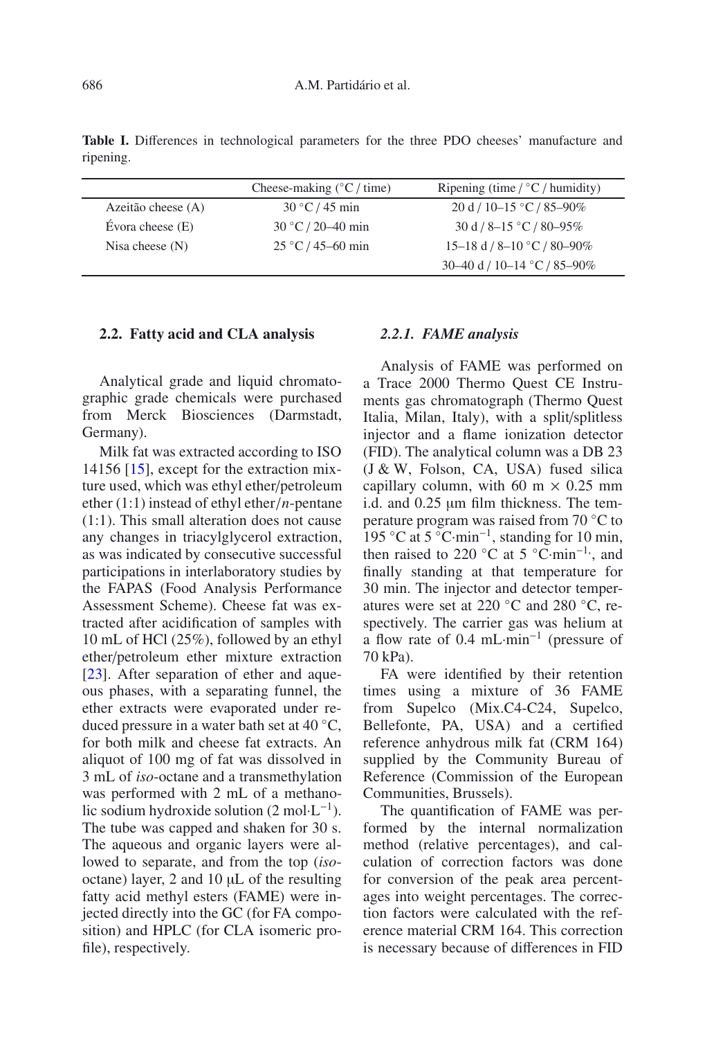**Table I.** Differences in technological parameters for the three PDO cheeses' manufacture and ripening.

| | Cheese-making (°C / time) | Ripening (time / °C / humidity) |
|---|---|---|
| Azeitão cheese (A) | 30 °C / 45 min | 20 d / 10–15 °C / 85–90% |
| Évora cheese (E) | 30 °C / 20–40 min | 30 d / 8–15 °C / 80–95% |
| Nisa cheese (N) | 25 °C / 45–60 min | 15–18 d / 8–10 °C / 80–90% |
| | | 30–40 d / 10–14 °C / 85–90% |

## 2.2. Fatty acid and CLA analysis

Analytical grade and liquid chromatographic grade chemicals were purchased from Merck Biosciences (Darmstadt, Germany).

Milk fat was extracted according to ISO 14156 [15], except for the extraction mixture used, which was ethyl ether/petroleum ether (1:1) instead of ethyl ether/*n*-pentane (1:1). This small alteration does not cause any changes in triacylglycerol extraction, as was indicated by consecutive successful participations in interlaboratory studies by the FAPAS (Food Analysis Performance Assessment Scheme). Cheese fat was extracted after acidification of samples with 10 mL of HCl (25%), followed by an ethyl ether/petroleum ether mixture extraction [23]. After separation of ether and aqueous phases, with a separating funnel, the ether extracts were evaporated under reduced pressure in a water bath set at 40 °C, for both milk and cheese fat extracts. An aliquot of 100 mg of fat was dissolved in 3 mL of *iso*-octane and a transmethylation was performed with 2 mL of a methanolic sodium hydroxide solution (2 mol·$L^{-1}$). The tube was capped and shaken for 30 s. The aqueous and organic layers were allowed to separate, and from the top (*iso*-octane) layer, 2 and 10 μL of the resulting fatty acid methyl esters (FAME) were injected directly into the GC (for FA composition) and HPLC (for CLA isomeric profile), respectively.

### 2.2.1. FAME analysis

Analysis of FAME was performed on a Trace 2000 Thermo Quest CE Instruments gas chromatograph (Thermo Quest Italia, Milan, Italy), with a split/splitless injector and a flame ionization detector (FID). The analytical column was a DB 23 (J & W, Folson, CA, USA) fused silica capillary column, with 60 m × 0.25 mm i.d. and 0.25 μm film thickness. The temperature program was raised from 70 °C to 195 °C at 5 °C·$min^{-1}$, standing for 10 min, then raised to 220 °C at 5 °C·$min^{-1}$, and finally standing at that temperature for 30 min. The injector and detector temperatures were set at 220 °C and 280 °C, respectively. The carrier gas was helium at a flow rate of 0.4 mL·$min^{-1}$ (pressure of 70 kPa).

FA were identified by their retention times using a mixture of 36 FAME from Supelco (Mix.C4-C24, Supelco, Bellefonte, PA, USA) and a certified reference anhydrous milk fat (CRM 164) supplied by the Community Bureau of Reference (Commission of the European Communities, Brussels).

The quantification of FAME was performed by the internal normalization method (relative percentages), and calculation of correction factors was done for conversion of the peak area percentages into weight percentages. The correction factors were calculated with the reference material CRM 164. This correction is necessary because of differences in FID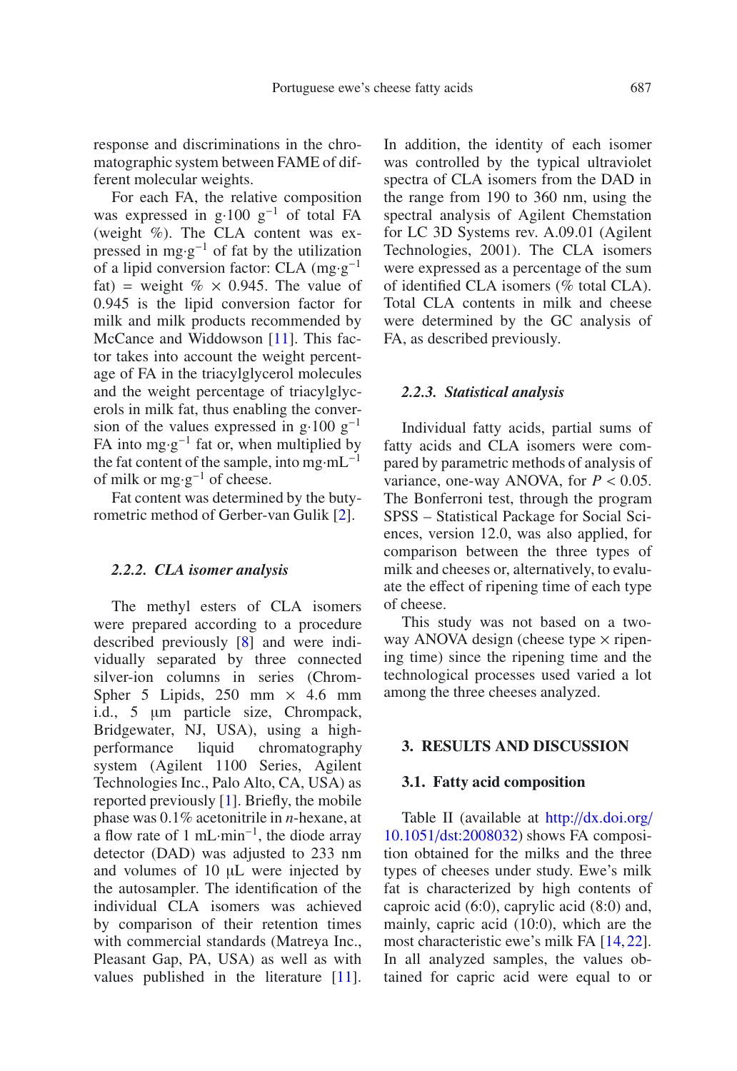response and discriminations in the chromatographic system between FAME of different molecular weights.

For each FA, the relative composition was expressed in g·100 g$^{-1}$ of total FA (weight %). The CLA content was expressed in mg·g$^{-1}$ of fat by the utilization of a lipid conversion factor: CLA (mg·g$^{-1}$ fat) = weight % × 0.945. The value of 0.945 is the lipid conversion factor for milk and milk products recommended by McCance and Widdowson [11]. This factor takes into account the weight percentage of FA in the triacylglycerol molecules and the weight percentage of triacylglycerols in milk fat, thus enabling the conversion of the values expressed in g·100 g$^{-1}$ FA into mg·g$^{-1}$ fat or, when multiplied by the fat content of the sample, into mg·mL$^{-1}$ of milk or mg·g$^{-1}$ of cheese.

Fat content was determined by the butyrometric method of Gerber-van Gulik [2].

### *2.2.2. CLA isomer analysis*

The methyl esters of CLA isomers were prepared according to a procedure described previously [8] and were individually separated by three connected silver-ion columns in series (ChromSpher 5 Lipids, 250 mm × 4.6 mm i.d., 5 μm particle size, Chrompack, Bridgewater, NJ, USA), using a high-performance liquid chromatography system (Agilent 1100 Series, Agilent Technologies Inc., Palo Alto, CA, USA) as reported previously [1]. Briefly, the mobile phase was 0.1% acetonitrile in *n*-hexane, at a flow rate of 1 mL·min$^{-1}$, the diode array detector (DAD) was adjusted to 233 nm and volumes of 10 μL were injected by the autosampler. The identification of the individual CLA isomers was achieved by comparison of their retention times with commercial standards (Matreya Inc., Pleasant Gap, PA, USA) as well as with values published in the literature [11]. In addition, the identity of each isomer was controlled by the typical ultraviolet spectra of CLA isomers from the DAD in the range from 190 to 360 nm, using the spectral analysis of Agilent Chemstation for LC 3D Systems rev. A.09.01 (Agilent Technologies, 2001). The CLA isomers were expressed as a percentage of the sum of identified CLA isomers (% total CLA). Total CLA contents in milk and cheese were determined by the GC analysis of FA, as described previously.

### *2.2.3. Statistical analysis*

Individual fatty acids, partial sums of fatty acids and CLA isomers were compared by parametric methods of analysis of variance, one-way ANOVA, for $P < 0.05$. The Bonferroni test, through the program SPSS – Statistical Package for Social Sciences, version 12.0, was also applied, for comparison between the three types of milk and cheeses or, alternatively, to evaluate the effect of ripening time of each type of cheese.

This study was not based on a two-way ANOVA design (cheese type × ripening time) since the ripening time and the technological processes used varied a lot among the three cheeses analyzed.

## 3. RESULTS AND DISCUSSION

### 3.1. Fatty acid composition

Table II (available at http://dx.doi.org/10.1051/dst:2008032) shows FA composition obtained for the milks and the three types of cheeses under study. Ewe's milk fat is characterized by high contents of caproic acid (6:0), caprylic acid (8:0) and, mainly, capric acid (10:0), which are the most characteristic ewe's milk FA [14, 22]. In all analyzed samples, the values obtained for capric acid were equal to or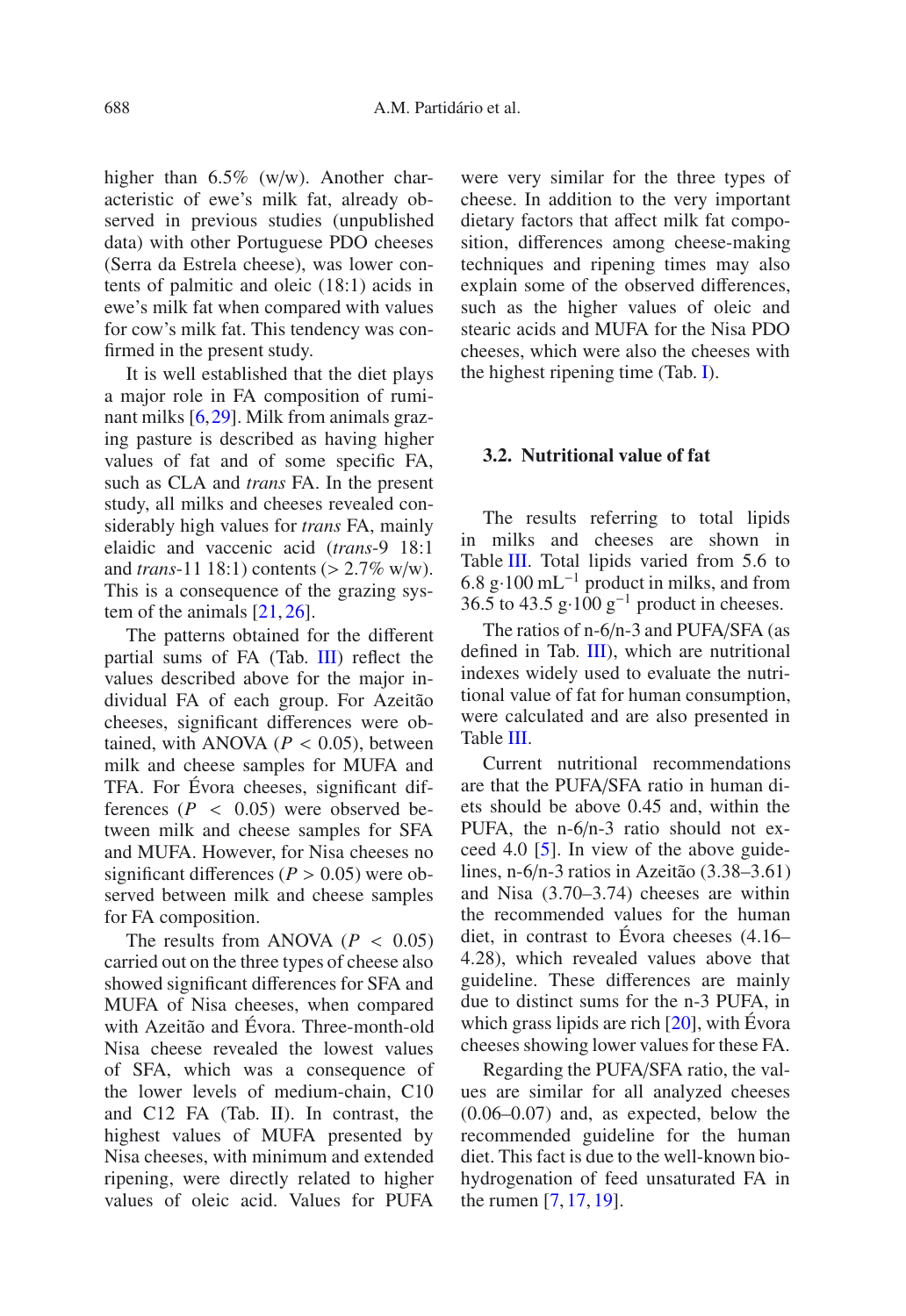higher than 6.5% (w/w). Another characteristic of ewe's milk fat, already observed in previous studies (unpublished data) with other Portuguese PDO cheeses (Serra da Estrela cheese), was lower contents of palmitic and oleic (18:1) acids in ewe's milk fat when compared with values for cow's milk fat. This tendency was confirmed in the present study.

It is well established that the diet plays a major role in FA composition of ruminant milks [6, 29]. Milk from animals grazing pasture is described as having higher values of fat and of some specific FA, such as CLA and *trans* FA. In the present study, all milks and cheeses revealed considerably high values for *trans* FA, mainly elaidic and vaccenic acid (*trans*-9 18:1 and *trans*-11 18:1) contents (> 2.7% w/w). This is a consequence of the grazing system of the animals [21, 26].

The patterns obtained for the different partial sums of FA (Tab. III) reflect the values described above for the major individual FA of each group. For Azeitão cheeses, significant differences were obtained, with ANOVA ($P < 0.05$), between milk and cheese samples for MUFA and TFA. For Évora cheeses, significant differences ($P < 0.05$) were observed between milk and cheese samples for SFA and MUFA. However, for Nisa cheeses no significant differences ($P > 0.05$) were observed between milk and cheese samples for FA composition.

The results from ANOVA ($P < 0.05$) carried out on the three types of cheese also showed significant differences for SFA and MUFA of Nisa cheeses, when compared with Azeitão and Évora. Three-month-old Nisa cheese revealed the lowest values of SFA, which was a consequence of the lower levels of medium-chain, C10 and C12 FA (Tab. II). In contrast, the highest values of MUFA presented by Nisa cheeses, with minimum and extended ripening, were directly related to higher values of oleic acid. Values for PUFA were very similar for the three types of cheese. In addition to the very important dietary factors that affect milk fat composition, differences among cheese-making techniques and ripening times may also explain some of the observed differences, such as the higher values of oleic and stearic acids and MUFA for the Nisa PDO cheeses, which were also the cheeses with the highest ripening time (Tab. I).

### 3.2. Nutritional value of fat

The results referring to total lipids in milks and cheeses are shown in Table III. Total lipids varied from 5.6 to 6.8 $g{\cdot}100\ mL^{-1}$ product in milks, and from 36.5 to 43.5 $g{\cdot}100\ g^{-1}$ product in cheeses.

The ratios of n-6/n-3 and PUFA/SFA (as defined in Tab. III), which are nutritional indexes widely used to evaluate the nutritional value of fat for human consumption, were calculated and are also presented in Table III.

Current nutritional recommendations are that the PUFA/SFA ratio in human diets should be above 0.45 and, within the PUFA, the n-6/n-3 ratio should not exceed 4.0 [5]. In view of the above guidelines, n-6/n-3 ratios in Azeitão (3.38–3.61) and Nisa (3.70–3.74) cheeses are within the recommended values for the human diet, in contrast to Évora cheeses (4.16–4.28), which revealed values above that guideline. These differences are mainly due to distinct sums for the n-3 PUFA, in which grass lipids are rich [20], with Évora cheeses showing lower values for these FA.

Regarding the PUFA/SFA ratio, the values are similar for all analyzed cheeses (0.06–0.07) and, as expected, below the recommended guideline for the human diet. This fact is due to the well-known biohydrogenation of feed unsaturated FA in the rumen [7, 17, 19].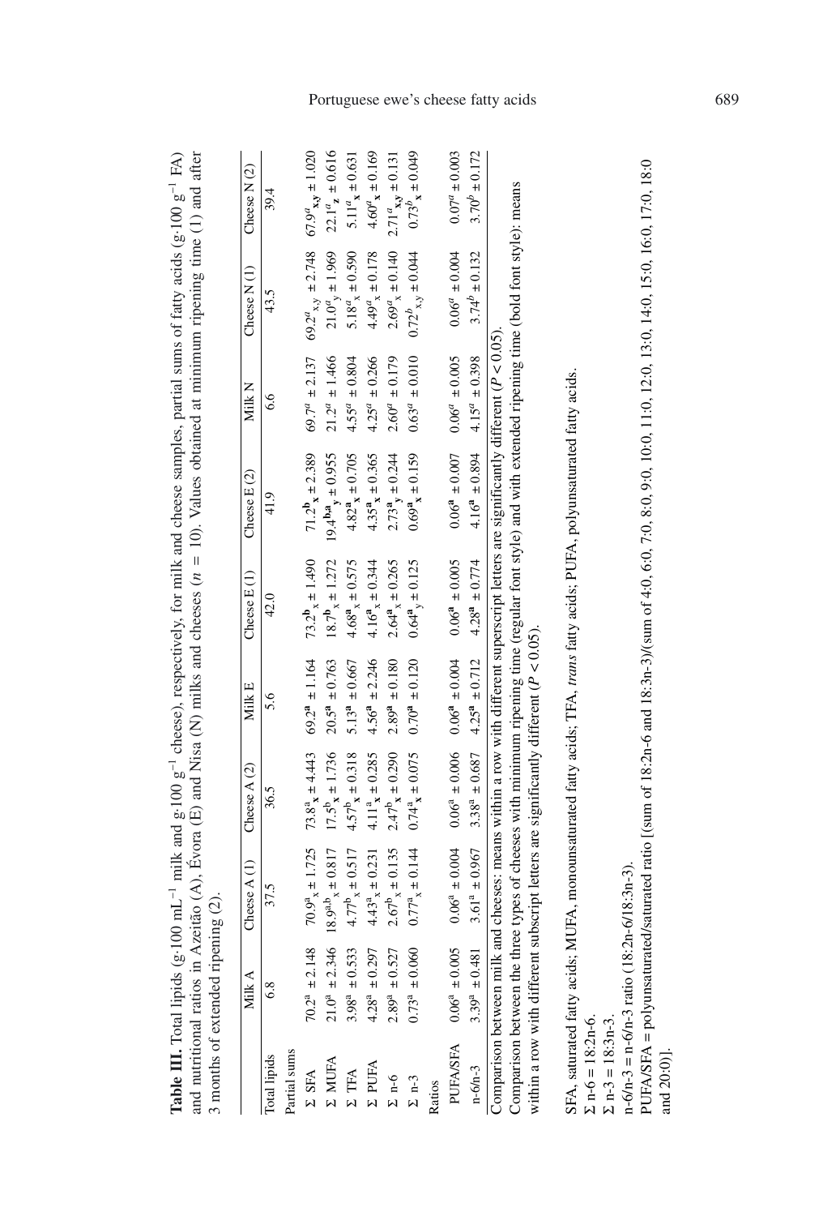**Table III.** Total lipids (g·100 mL$^{-1}$ milk and g·100 g$^{-1}$ cheese), partial sums of fatty acids (g·100 g$^{-1}$ FA) and nutritional ratios in Azeitão (A), Évora (E) and Nisa (N) milks and cheeses, respectively, for milk and cheese samples, ($n = 10$). Values obtained at minimum ripening time (1) and after 3 months of extended ripening (2).

| | Milk A | Cheese A (1) | Cheese A (2) | Milk E | Cheese E (1) | Cheese E (2) | Milk N | Cheese N (1) | Cheese N (2) |
|---|---|---|---|---|---|---|---|---|---|
| Total lipids | 6.8 | 37.5 | 36.5 | 5.6 | 42.0 | 41.9 | 6.6 | 43.5 | 39.4 |
| Partial sums | | | | | | | | | |
| Σ SFA | $70.2^{a}$ ± 2.148 | $70.9^{a}{}_{x}$ ± 1.725 | $73.8^{a}{}_{x}$ ± 4.443 | $69.2^{\mathbf{a}}$ ± 1.164 | $73.2^{\mathbf{b}}{}_{x}$ ± 1.490 | $71.2^{\mathbf{b}}{}_{\mathbf{x}}$ ± 2.389 | $69.7^{a}$ ± 2.137 | $69.2^{a}{}_{x,y}$ ± 2.748 | $67.9^{a}{}_{\mathbf{x,y}}$ ± 1.020 |
| Σ MUFA | $21.0^{a}$ ± 2.346 | $18.9^{a,b}{}_{x}$ ± 0.817 | $17.5^{b}{}_{\mathbf{x}}$ ± 1.736 | $20.5^{\mathbf{a}}$ ± 0.763 | $18.7^{\mathbf{b}}{}_{x}$ ± 1.272 | $19.4^{\mathbf{ba}}{}_{\mathbf{y}}$ ± 0.955 | $21.2^{a}$ ± 1.466 | $21.0^{a}{}_{y}$ ± 1.969 | $22.1^{a}{}_{\mathbf{z}}$ ± 0.616 |
| Σ TFA | $3.98^{a}$ ± 0.533 | $4.77^{b}{}_{x}$ ± 0.517 | $4.57^{b}{}_{\mathbf{x}}$ ± 0.318 | $5.13^{\mathbf{a}}$ ± 0.667 | $4.68^{\mathbf{a}}{}_{x}$ ± 0.575 | $4.82^{\mathbf{a}}{}_{\mathbf{x}}$ ± 0.705 | $4.55^{a}$ ± 0.804 | $5.18^{a}{}_{x}$ ± 0.590 | $5.11^{a}{}_{\mathbf{x}}$ ± 0.631 |
| Σ PUFA | $4.28^{a}$ ± 0.297 | $4.43^{a}{}_{x}$ ± 0.231 | $4.11^{a}{}_{\mathbf{x}}$ ± 0.285 | $4.56^{\mathbf{a}}$ ± 2.246 | $4.16^{\mathbf{a}}{}_{x}$ ± 0.344 | $4.35^{\mathbf{a}}{}_{\mathbf{x}}$ ± 0.365 | $4.25^{a}$ ± 0.266 | $4.49^{a}{}_{x}$ ± 0.178 | $4.60^{a}{}_{\mathbf{x}}$ ± 0.169 |
| Σ n-6 | $2.89^{a}$ ± 0.527 | $2.67^{b}{}_{x}$ ± 0.135 | $2.47^{b}{}_{\mathbf{x}}$ ± 0.290 | $2.89^{\mathbf{a}}$ ± 0.180 | $2.64^{\mathbf{a}}{}_{x}$ ± 0.265 | $2.73^{\mathbf{a}}{}_{\mathbf{y}}$ ± 0.244 | $2.60^{a}$ ± 0.179 | $2.69^{a}{}_{x}$ ± 0.140 | $2.71^{a}{}_{\mathbf{x,y}}$ ± 0.131 |
| Σ n-3 | $0.73^{a}$ ± 0.060 | $0.77^{a}{}_{x}$ ± 0.144 | $0.74^{a}{}_{\mathbf{x}}$ ± 0.075 | $0.70^{\mathbf{a}}$ ± 0.120 | $0.64^{\mathbf{a}}{}_{y}$ ± 0.125 | $0.69^{\mathbf{a}}{}_{\mathbf{x}}$ ± 0.159 | $0.63^{a}$ ± 0.010 | $0.72^{b}{}_{x,y}$ ± 0.044 | $0.73^{b}{}_{\mathbf{x}}$ ± 0.049 |
| Ratios | | | | | | | | | |
| PUFA/SFA | $0.06^{a}$ ± 0.005 | $0.06^{a}$ ± 0.004 | $0.06^{a}$ ± 0.006 | $0.06^{\mathbf{a}}$ ± 0.004 | $0.06^{\mathbf{a}}$ ± 0.005 | $0.06^{\mathbf{a}}$ ± 0.007 | $0.06^{a}$ ± 0.005 | $0.06^{a}$ ± 0.004 | $0.07^{a}$ ± 0.003 |
| n-6/n-3 | $3.39^{a}$ ± 0.481 | $3.61^{a}$ ± 0.967 | $3.38^{a}$ ± 0.687 | $4.25^{\mathbf{a}}$ ± 0.712 | $4.28^{\mathbf{a}}$ ± 0.774 | $4.16^{\mathbf{a}}$ ± 0.894 | $4.15^{a}$ ± 0.398 | $3.74^{b}$ ± 0.132 | $3.70^{b}$ ± 0.172 |

Comparison between milk and cheeses: means within a row with different superscript letters are significantly different ($P < 0.05$).
Comparison between the three types of cheeses with minimum ripening time (regular font style) and with extended ripening time (bold font style): means within a row with different subscript letters are significantly different ($P < 0.05$).

SFA, saturated fatty acids; MUFA, monounsaturated fatty acids; TFA, *trans* fatty acids; PUFA, polyunsaturated fatty acids.
Σ n-6 = 18:2n-6.
Σ n-3 = 18:3n-3.
n-6/n-3 = n-6/n-3 ratio (18:2n-6/18:3n-3).
PUFA/SFA = polyunsaturated/saturated ratio [(sum of 18:2n-6 and 18:3n-3)/(sum of 4:0, 6:0, 7:0, 8:0, 9:0, 10:0, 11:0, 12:0, 13:0, 14:0, 15:0, 16:0, 17:0, 18:0 and 20:0)].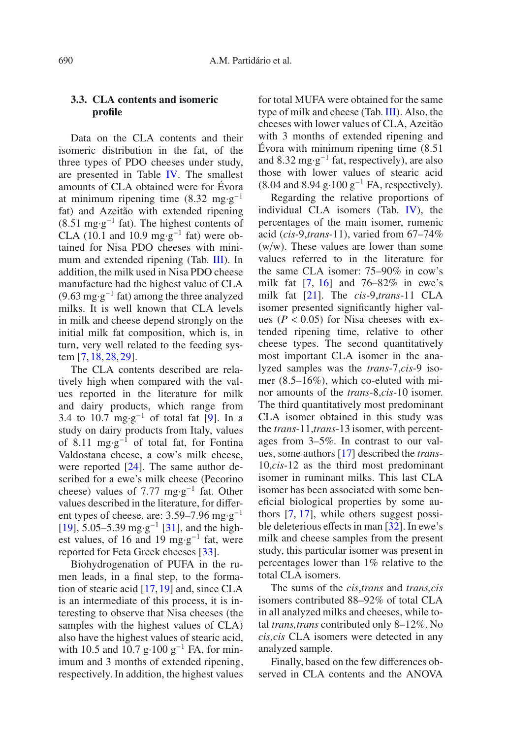### 3.3. CLA contents and isomeric profile

Data on the CLA contents and their isomeric distribution in the fat, of the three types of PDO cheeses under study, are presented in Table IV. The smallest amounts of CLA obtained were for Évora at minimum ripening time (8.32 $mg \cdot g^{-1}$ fat) and Azeitão with extended ripening (8.51 $mg \cdot g^{-1}$ fat). The highest contents of CLA (10.1 and 10.9 $mg \cdot g^{-1}$ fat) were obtained for Nisa PDO cheeses with minimum and extended ripening (Tab. III). In addition, the milk used in Nisa PDO cheese manufacture had the highest value of CLA (9.63 $mg \cdot g^{-1}$ fat) among the three analyzed milks. It is well known that CLA levels in milk and cheese depend strongly on the initial milk fat composition, which is, in turn, very well related to the feeding system [7, 18, 28, 29].

The CLA contents described are relatively high when compared with the values reported in the literature for milk and dairy products, which range from 3.4 to 10.7 $mg \cdot g^{-1}$ of total fat [9]. In a study on dairy products from Italy, values of 8.11 $mg \cdot g^{-1}$ of total fat, for Fontina Valdostana cheese, a cow's milk cheese, were reported [24]. The same author described for a ewe's milk cheese (Pecorino cheese) values of 7.77 $mg \cdot g^{-1}$ fat. Other values described in the literature, for different types of cheese, are: 3.59–7.96 $mg \cdot g^{-1}$ [19], 5.05–5.39 $mg \cdot g^{-1}$ [31], and the highest values, of 16 and 19 $mg \cdot g^{-1}$ fat, were reported for Feta Greek cheeses [33].

Biohydrogenation of PUFA in the rumen leads, in a final step, to the formation of stearic acid [17, 19] and, since CLA is an intermediate of this process, it is interesting to observe that Nisa cheeses (the samples with the highest values of CLA) also have the highest values of stearic acid, with 10.5 and 10.7 $g \cdot 100\ g^{-1}$ FA, for minimum and 3 months of extended ripening, respectively. In addition, the highest values for total MUFA were obtained for the same type of milk and cheese (Tab. III). Also, the cheeses with lower values of CLA, Azeitão with 3 months of extended ripening and Évora with minimum ripening time (8.51 and 8.32 $mg \cdot g^{-1}$ fat, respectively), are also those with lower values of stearic acid (8.04 and 8.94 $g \cdot 100\ g^{-1}$ FA, respectively).

Regarding the relative proportions of individual CLA isomers (Tab. IV), the percentages of the main isomer, rumenic acid (*cis*-9,*trans*-11), varied from 67–74% (w/w). These values are lower than some values referred to in the literature for the same CLA isomer: 75–90% in cow's milk fat [7, 16] and 76–82% in ewe's milk fat [21]. The *cis*-9,*trans*-11 CLA isomer presented significantly higher values ($P < 0.05$) for Nisa cheeses with extended ripening time, relative to other cheese types. The second quantitatively most important CLA isomer in the analyzed samples was the *trans*-7,*cis*-9 isomer (8.5–16%), which co-eluted with minor amounts of the *trans*-8,*cis*-10 isomer. The third quantitatively most predominant CLA isomer obtained in this study was the *trans*-11,*trans*-13 isomer, with percentages from 3–5%. In contrast to our values, some authors [17] described the *trans*-10,*cis*-12 as the third most predominant isomer in ruminant milks. This last CLA isomer has been associated with some beneficial biological properties by some authors [7, 17], while others suggest possible deleterious effects in man [32]. In ewe's milk and cheese samples from the present study, this particular isomer was present in percentages lower than 1% relative to the total CLA isomers.

The sums of the *cis,trans* and *trans,cis* isomers contributed 88–92% of total CLA in all analyzed milks and cheeses, while total *trans,trans* contributed only 8–12%. No *cis,cis* CLA isomers were detected in any analyzed sample.

Finally, based on the few differences observed in CLA contents and the ANOVA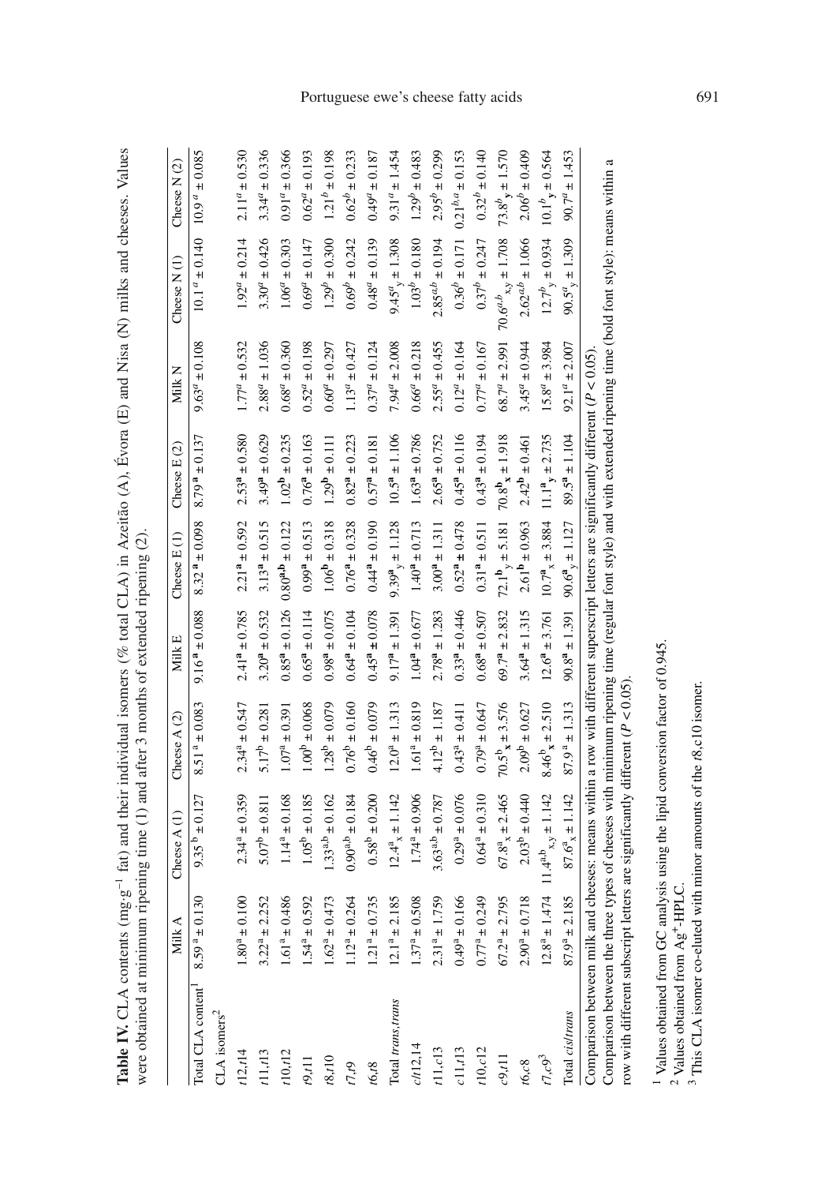**Table IV.** CLA contents (mg·g$^{-1}$ fat) and their individual isomers (% total CLA) in Azeitão (A), Évora (E) and Nisa (N) milks and cheeses. Values were obtained at minimum ripening time (1) and after 3 months of extended ripening (2).

| | Milk A | Cheese A (1) | Cheese A (2) | Milk E | Cheese E (1) | Cheese E (2) | Milk N | Cheese N (1) | Cheese N (2) |
|---|---|---|---|---|---|---|---|---|---|
| Total CLA content[1] | $8.59^{a} \pm 0.130$ | $9.35^{b} \pm 0.127$ | $8.51^{a} \pm 0.083$ | $9.16^{\mathbf{a}} \pm 0.088$ | $8.32^{\mathbf{a}} \pm 0.098$ | $8.79^{\mathbf{a}} \pm 0.137$ | $9.63^{a} \pm 0.108$ | $10.1^{a} \pm 0.140$ | $10.9^{a} \pm 0.085$ |
| CLA isomers[2] | | | | | | | | | |
| *t*12,*t*14 | $1.80^{a} \pm 0.100$ | $2.34^{a} \pm 0.359$ | $2.34^{a} \pm 0.547$ | $2.41^{\mathbf{a}} \pm 0.785$ | $2.21^{\mathbf{a}} \pm 0.592$ | $2.53^{\mathbf{a}} \pm 0.580$ | $1.77^{a} \pm 0.532$ | $1.92^{a} \pm 0.214$ | $2.11^{a} \pm 0.530$ |
| *t*11,*t*13 | $3.22^{a} \pm 2.252$ | $5.07^{b} \pm 0.811$ | $5.17^{b} \pm 0.281$ | $3.20^{\mathbf{a}} \pm 0.532$ | $3.13^{\mathbf{a}} \pm 0.515$ | $3.49^{\mathbf{a}} \pm 0.629$ | $2.88^{a} \pm 1.036$ | $3.30^{a} \pm 0.426$ | $3.34^{a} \pm 0.336$ |
| *t*10,*t*12 | $1.61^{a} \pm 0.486$ | $1.14^{a} \pm 0.168$ | $1.07^{a} \pm 0.391$ | $0.85^{\mathbf{a}} \pm 0.126$ | $0.80^{\mathbf{a,b}} \pm 0.122$ | $1.02^{\mathbf{b}} \pm 0.235$ | $0.68^{a} \pm 0.360$ | $1.06^{a} \pm 0.303$ | $0.91^{a} \pm 0.366$ |
| *t*9,*t*11 | $1.54^{a} \pm 0.592$ | $1.05^{b} \pm 0.185$ | $1.00^{b} \pm 0.068$ | $0.65^{\mathbf{a}} \pm 0.114$ | $0.99^{\mathbf{a}} \pm 0.513$ | $0.76^{\mathbf{a}} \pm 0.163$ | $0.52^{a} \pm 0.198$ | $0.69^{a} \pm 0.147$ | $0.62^{a} \pm 0.193$ |
| *t*8,*t*10 | $1.62^{a} \pm 0.473$ | $1.33^{a,b} \pm 0.162$ | $1.28^{b} \pm 0.079$ | $0.98^{\mathbf{a}} \pm 0.075$ | $1.06^{\mathbf{b}} \pm 0.318$ | $1.29^{\mathbf{b}} \pm 0.111$ | $0.60^{a} \pm 0.297$ | $1.29^{b} \pm 0.300$ | $1.21^{b} \pm 0.198$ |
| *t*7,*t*9 | $1.12^{a} \pm 0.264$ | $0.90^{a,b} \pm 0.184$ | $0.76^{b} \pm 0.160$ | $0.64^{\mathbf{a}} \pm 0.104$ | $0.76^{\mathbf{a}} \pm 0.328$ | $0.82^{\mathbf{a}} \pm 0.223$ | $1.13^{a} \pm 0.427$ | $0.69^{b} \pm 0.242$ | $0.62^{b} \pm 0.233$ |
| *t*6,*t*8 | $1.21^{a} \pm 0.735$ | $0.58^{b} \pm 0.200$ | $0.46^{b} \pm 0.079$ | $0.45^{\mathbf{a}} \pm 0.078$ | $0.44^{\mathbf{a}} \pm 0.190$ | $0.57^{\mathbf{a}} \pm 0.181$ | $0.37^{a} \pm 0.124$ | $0.48^{a} \pm 0.139$ | $0.49^{a} \pm 0.187$ |
| Total *trans,trans* | $12.1^{a} \pm 2.185$ | $12.4^{a}_{x} \pm 1.142$ | $12.0^{a} \pm 1.313$ | $9.17^{\mathbf{a}} \pm 1.391$ | $9.39^{\mathbf{a}}_{y} \pm 1.128$ | $10.5^{\mathbf{a}} \pm 1.106$ | $7.94^{a} \pm 2.008$ | $9.45^{a}_{y} \pm 1.308$ | $9.31^{a} \pm 1.454$ |
| *c*/*t*12,14 | $1.37^{a} \pm 0.508$ | $1.74^{a} \pm 0.906$ | $1.61^{a} \pm 0.819$ | $1.04^{\mathbf{a}} \pm 0.677$ | $1.40^{\mathbf{a}} \pm 0.713$ | $1.63^{\mathbf{a}} \pm 0.786$ | $0.66^{a} \pm 0.218$ | $1.03^{b} \pm 0.180$ | $1.29^{b} \pm 0.483$ |
| *t*11,*c*13 | $2.31^{a} \pm 1.759$ | $3.63^{a,b} \pm 0.787$ | $4.12^{b} \pm 1.187$ | $2.78^{\mathbf{a}} \pm 1.283$ | $3.00^{\mathbf{a}} \pm 1.311$ | $2.65^{\mathbf{a}} \pm 0.752$ | $2.55^{a} \pm 0.455$ | $2.85^{a,b} \pm 0.194$ | $2.95^{b} \pm 0.299$ |
| *c*11,*t*13 | $0.49^{a} \pm 0.166$ | $0.29^{a} \pm 0.076$ | $0.43^{a} \pm 0.411$ | $0.33^{\mathbf{a}} \pm 0.446$ | $0.52^{\mathbf{a}} \pm 0.478$ | $0.45^{\mathbf{a}} \pm 0.116$ | $0.12^{a} \pm 0.164$ | $0.36^{b} \pm 0.171$ | $0.21^{b,a} \pm 0.153$ |
| *t*10,*c*12 | $0.77^{a} \pm 0.249$ | $0.64^{a} \pm 0.310$ | $0.79^{a} \pm 0.647$ | $0.68^{\mathbf{a}} \pm 0.507$ | $0.31^{\mathbf{a}} \pm 0.511$ | $0.43^{\mathbf{a}} \pm 0.194$ | $0.77^{a} \pm 0.167$ | $0.37^{b} \pm 0.247$ | $0.32^{b} \pm 0.140$ |
| *c*9,*t*11 | $67.2^{a} \pm 2.795$ | $67.8^{a}_{x} \pm 2.465$ | $70.5^{b}_{\mathbf{x}} \pm 3.576$ | $69.7^{\mathbf{a}} \pm 2.832$ | $72.1^{\mathbf{b}}_{y} \pm 5.181$ | $70.8^{\mathbf{b}}_{\mathbf{x}} \pm 1.918$ | $68.7^{a} \pm 2.991$ | $70.6^{a,b}_{x,y} \pm 1.708$ | $73.8^{b}_{\mathbf{y}} \pm 1.570$ |
| *t*6,*c*8 | $2.90^{a} \pm 0.718$ | $2.03^{b} \pm 0.440$ | $2.09^{b} \pm 0.627$ | $3.64^{\mathbf{a}} \pm 1.315$ | $2.61^{\mathbf{b}} \pm 0.963$ | $2.42^{\mathbf{b}} \pm 0.461$ | $3.45^{a} \pm 0.944$ | $2.62^{a,b} \pm 1.066$ | $2.06^{b} \pm 0.409$ |
| *t*7,*c*9[3] | $12.8^{a} \pm 1.474$ | $11.4^{a,b}_{x,y} \pm 1.142$ | $8.46^{b}_{\mathbf{x}} \pm 2.510$ | $12.6^{\mathbf{a}} \pm 3.761$ | $10.7^{\mathbf{a}}_{x} \pm 3.884$ | $11.1^{\mathbf{a}}_{\mathbf{y}} \pm 2.735$ | $15.8^{a} \pm 3.984$ | $12.7^{b}_{y} \pm 0.934$ | $10.1^{b}_{\mathbf{y}} \pm 0.564$ |
| Total *cis*/*trans* | $87.9^{a} \pm 2.185$ | $87.6^{a}_{x} \pm 1.142$ | $87.9^{a} \pm 1.313$ | $90.8^{\mathbf{a}} \pm 1.391$ | $90.6^{\mathbf{a}}_{y} \pm 1.127$ | $89.5^{\mathbf{a}} \pm 1.104$ | $92.1^{a} \pm 2.007$ | $90.5^{a}_{y} \pm 1.309$ | $90.7^{a} \pm 1.453$ |

Comparison between milk and cheeses: means within a row with different superscript letters are significantly different ($P < 0.05$).
Comparison between the three types of cheeses with minimum ripening time (regular font style) and with extended ripening time (bold font style): means within a row with different subscript letters are significantly different ($P < 0.05$).

[1] Values obtained from GC analysis using the lipid conversion factor of 0.945.
[2] Values obtained from $Ag^{+}$-HPLC.
[3] This CLA isomer co-eluted with minor amounts of the *t*8,*c*10 isomer.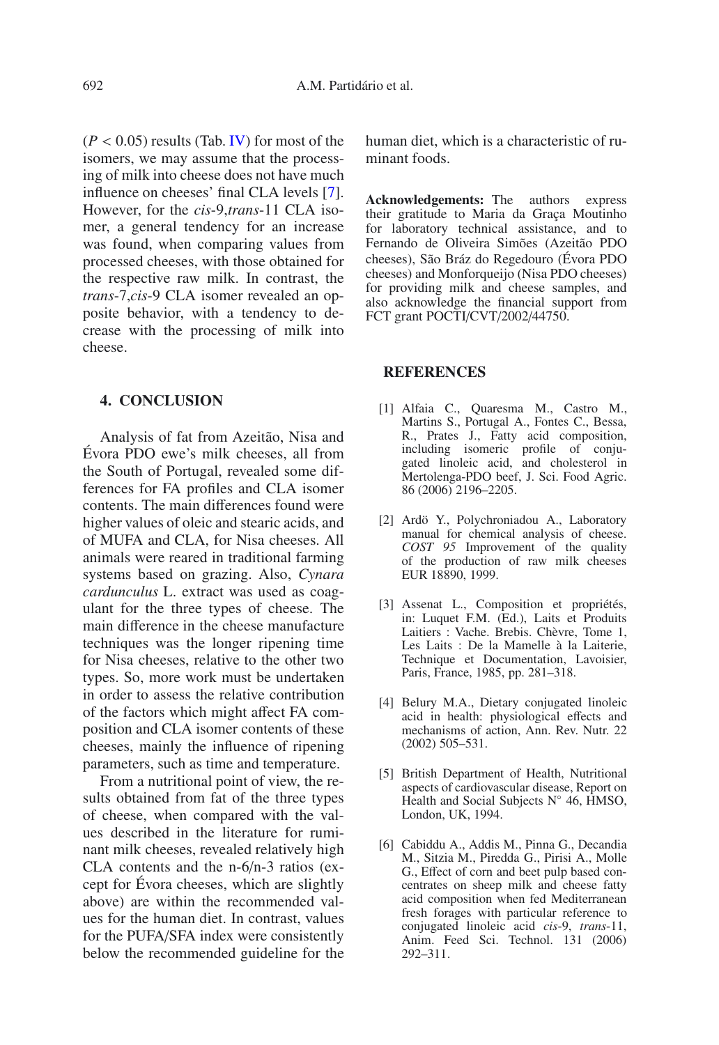($P < 0.05$) results (Tab. IV) for most of the isomers, we may assume that the processing of milk into cheese does not have much influence on cheeses' final CLA levels [7]. However, for the *cis*-9,*trans*-11 CLA isomer, a general tendency for an increase was found, when comparing values from processed cheeses, with those obtained for the respective raw milk. In contrast, the *trans*-7,*cis*-9 CLA isomer revealed an opposite behavior, with a tendency to decrease with the processing of milk into cheese.

## 4. CONCLUSION

Analysis of fat from Azeitão, Nisa and Évora PDO ewe's milk cheeses, all from the South of Portugal, revealed some differences for FA profiles and CLA isomer contents. The main differences found were higher values of oleic and stearic acids, and of MUFA and CLA, for Nisa cheeses. All animals were reared in traditional farming systems based on grazing. Also, *Cynara cardunculus* L. extract was used as coagulant for the three types of cheese. The main difference in the cheese manufacture techniques was the longer ripening time for Nisa cheeses, relative to the other two types. So, more work must be undertaken in order to assess the relative contribution of the factors which might affect FA composition and CLA isomer contents of these cheeses, mainly the influence of ripening parameters, such as time and temperature.

From a nutritional point of view, the results obtained from fat of the three types of cheese, when compared with the values described in the literature for ruminant milk cheeses, revealed relatively high CLA contents and the n-6/n-3 ratios (except for Évora cheeses, which are slightly above) are within the recommended values for the human diet. In contrast, values for the PUFA/SFA index were consistently below the recommended guideline for the human diet, which is a characteristic of ruminant foods.

**Acknowledgements:** The authors express their gratitude to Maria da Graça Moutinho for laboratory technical assistance, and to Fernando de Oliveira Simões (Azeitão PDO cheeses), São Bráz do Regedouro (Évora PDO cheeses) and Monforqueijo (Nisa PDO cheeses) for providing milk and cheese samples, and also acknowledge the financial support from FCT grant POCTI/CVT/2002/44750.

## REFERENCES

[1] Alfaia C., Quaresma M., Castro M., Martins S., Portugal A., Fontes C., Bessa, R., Prates J., Fatty acid composition, including isomeric profile of conjugated linoleic acid, and cholesterol in Mertolenga-PDO beef, J. Sci. Food Agric. 86 (2006) 2196–2205.

[2] Ardö Y., Polychroniadou A., Laboratory manual for chemical analysis of cheese. *COST 95* Improvement of the quality of the production of raw milk cheeses EUR 18890, 1999.

[3] Assenat L., Composition et propriétés, in: Luquet F.M. (Ed.), Laits et Produits Laitiers : Vache. Brebis. Chèvre, Tome 1, Les Laits : De la Mamelle à la Laiterie, Technique et Documentation, Lavoisier, Paris, France, 1985, pp. 281–318.

[4] Belury M.A., Dietary conjugated linoleic acid in health: physiological effects and mechanisms of action, Ann. Rev. Nutr. 22 (2002) 505–531.

[5] British Department of Health, Nutritional aspects of cardiovascular disease, Report on Health and Social Subjects N° 46, HMSO, London, UK, 1994.

[6] Cabiddu A., Addis M., Pinna G., Decandia M., Sitzia M., Piredda G., Pirisi A., Molle G., Effect of corn and beet pulp based concentrates on sheep milk and cheese fatty acid composition when fed Mediterranean fresh forages with particular reference to conjugated linoleic acid *cis*-9, *trans*-11, Anim. Feed Sci. Technol. 131 (2006) 292–311.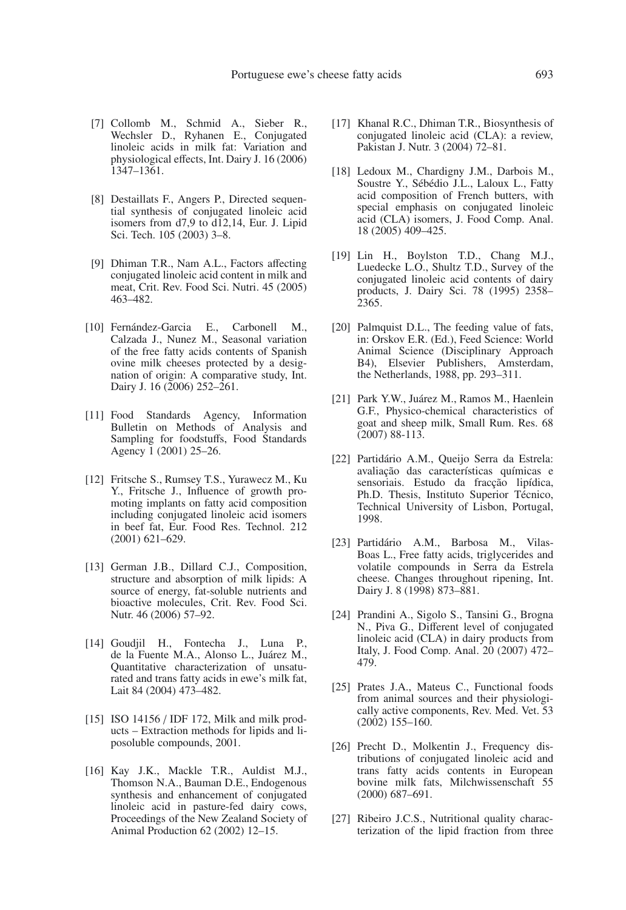[7] Collomb M., Schmid A., Sieber R., Wechsler D., Ryhanen E., Conjugated linoleic acids in milk fat: Variation and physiological effects, Int. Dairy J. 16 (2006) 1347–1361.

[8] Destaillats F., Angers P., Directed sequential synthesis of conjugated linoleic acid isomers from d7,9 to d12,14, Eur. J. Lipid Sci. Tech. 105 (2003) 3–8.

[9] Dhiman T.R., Nam A.L., Factors affecting conjugated linoleic acid content in milk and meat, Crit. Rev. Food Sci. Nutri. 45 (2005) 463–482.

[10] Fernández-Garcia E., Carbonell M., Calzada J., Nunez M., Seasonal variation of the free fatty acids contents of Spanish ovine milk cheeses protected by a designation of origin: A comparative study, Int. Dairy J. 16 (2006) 252–261.

[11] Food Standards Agency, Information Bulletin on Methods of Analysis and Sampling for foodstuffs, Food Standards Agency 1 (2001) 25–26.

[12] Fritsche S., Rumsey T.S., Yurawecz M., Ku Y., Fritsche J., Influence of growth promoting implants on fatty acid composition including conjugated linoleic acid isomers in beef fat, Eur. Food Res. Technol. 212 (2001) 621–629.

[13] German J.B., Dillard C.J., Composition, structure and absorption of milk lipids: A source of energy, fat-soluble nutrients and bioactive molecules, Crit. Rev. Food Sci. Nutr. 46 (2006) 57–92.

[14] Goudjil H., Fontecha J., Luna P., de la Fuente M.A., Alonso L., Juárez M., Quantitative characterization of unsaturated and trans fatty acids in ewe's milk fat, Lait 84 (2004) 473–482.

[15] ISO 14156 / IDF 172, Milk and milk products – Extraction methods for lipids and liposoluble compounds, 2001.

[16] Kay J.K., Mackle T.R., Auldist M.J., Thomson N.A., Bauman D.E., Endogenous synthesis and enhancement of conjugated linoleic acid in pasture-fed dairy cows, Proceedings of the New Zealand Society of Animal Production 62 (2002) 12–15.

[17] Khanal R.C., Dhiman T.R., Biosynthesis of conjugated linoleic acid (CLA): a review, Pakistan J. Nutr. 3 (2004) 72–81.

[18] Ledoux M., Chardigny J.M., Darbois M., Soustre Y., Sébédio J.L., Laloux L., Fatty acid composition of French butters, with special emphasis on conjugated linoleic acid (CLA) isomers, J. Food Comp. Anal. 18 (2005) 409–425.

[19] Lin H., Boylston T.D., Chang M.J., Luedecke L.O., Shultz T.D., Survey of the conjugated linoleic acid contents of dairy products, J. Dairy Sci. 78 (1995) 2358–2365.

[20] Palmquist D.L., The feeding value of fats, in: Orskov E.R. (Ed.), Feed Science: World Animal Science (Disciplinary Approach B4), Elsevier Publishers, Amsterdam, the Netherlands, 1988, pp. 293–311.

[21] Park Y.W., Juárez M., Ramos M., Haenlein G.F., Physico-chemical characteristics of goat and sheep milk, Small Rum. Res. 68 (2007) 88-113.

[22] Partidário A.M., Queijo Serra da Estrela: avaliação das características químicas e sensoriais. Estudo da fracção lipídica, Ph.D. Thesis, Instituto Superior Técnico, Technical University of Lisbon, Portugal, 1998.

[23] Partidário A.M., Barbosa M., Vilas-Boas L., Free fatty acids, triglycerides and volatile compounds in Serra da Estrela cheese. Changes throughout ripening, Int. Dairy J. 8 (1998) 873–881.

[24] Prandini A., Sigolo S., Tansini G., Brogna N., Piva G., Different level of conjugated linoleic acid (CLA) in dairy products from Italy, J. Food Comp. Anal. 20 (2007) 472–479.

[25] Prates J.A., Mateus C., Functional foods from animal sources and their physiologically active components, Rev. Med. Vet. 53 (2002) 155–160.

[26] Precht D., Molkentin J., Frequency distributions of conjugated linoleic acid and trans fatty acids contents in European bovine milk fats, Milchwissenschaft 55 (2000) 687–691.

[27] Ribeiro J.C.S., Nutritional quality characterization of the lipid fraction from three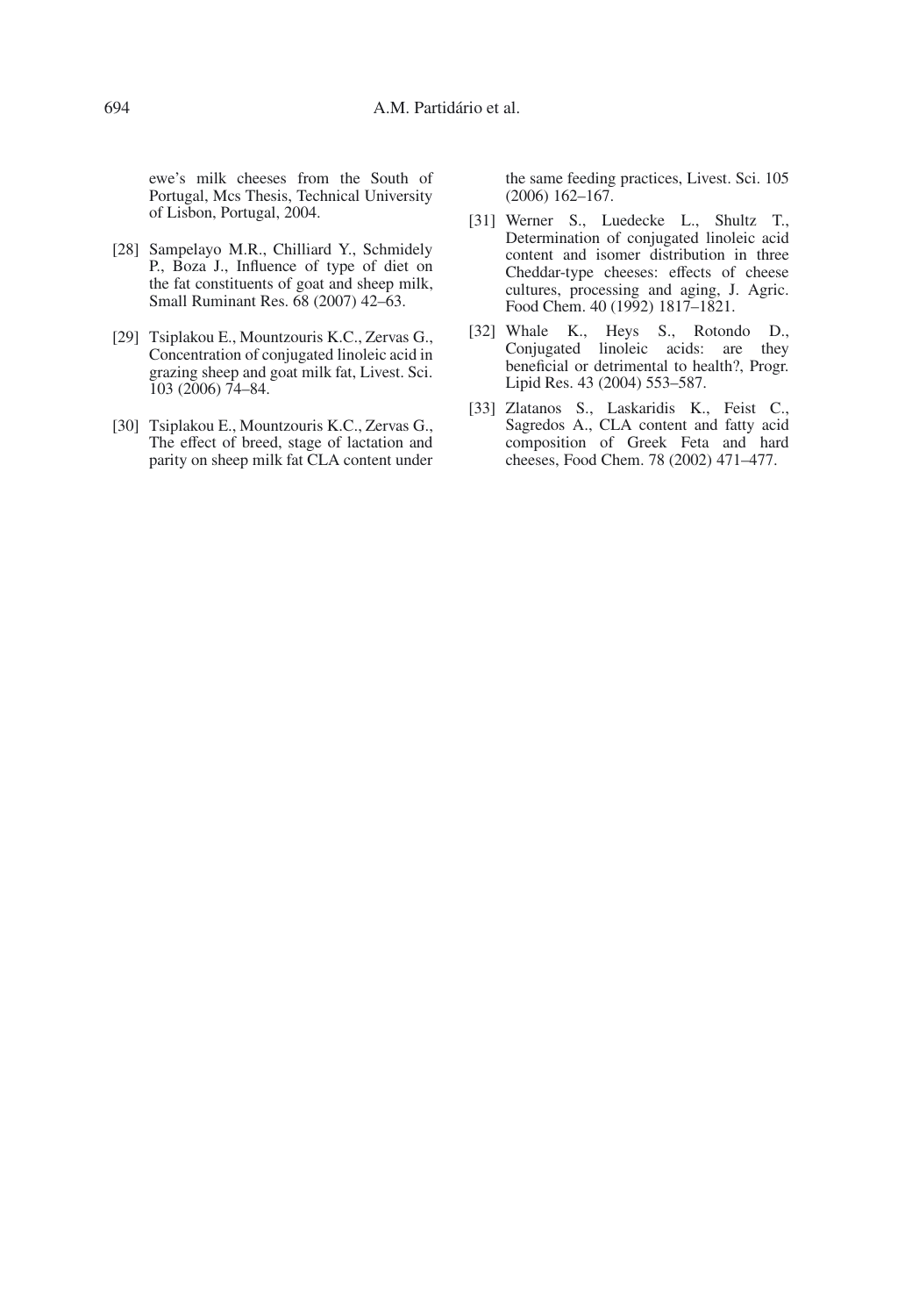ewe's milk cheeses from the South of Portugal, Mcs Thesis, Technical University of Lisbon, Portugal, 2004.

[28] Sampelayo M.R., Chilliard Y., Schmidely P., Boza J., Influence of type of diet on the fat constituents of goat and sheep milk, Small Ruminant Res. 68 (2007) 42–63.

[29] Tsiplakou E., Mountzouris K.C., Zervas G., Concentration of conjugated linoleic acid in grazing sheep and goat milk fat, Livest. Sci. 103 (2006) 74–84.

[30] Tsiplakou E., Mountzouris K.C., Zervas G., The effect of breed, stage of lactation and parity on sheep milk fat CLA content under the same feeding practices, Livest. Sci. 105 (2006) 162–167.

[31] Werner S., Luedecke L., Shultz T., Determination of conjugated linoleic acid content and isomer distribution in three Cheddar-type cheeses: effects of cheese cultures, processing and aging, J. Agric. Food Chem. 40 (1992) 1817–1821.

[32] Whale K., Heys S., Rotondo D., Conjugated linoleic acids: are they beneficial or detrimental to health?, Progr. Lipid Res. 43 (2004) 553–587.

[33] Zlatanos S., Laskaridis K., Feist C., Sagredos A., CLA content and fatty acid composition of Greek Feta and hard cheeses, Food Chem. 78 (2002) 471–477.